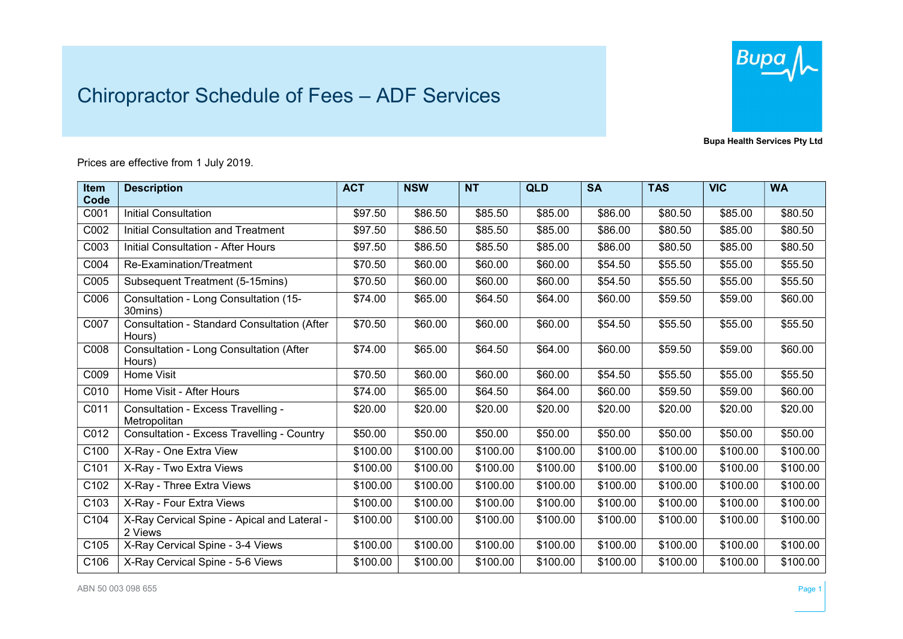# Chiropractor Schedule of Fees – ADF Services

**Bupa Health Services Pty Ltd**

Prices are effective from 1 July 2019.

| Item Code | Description | ACT | NSW | NT | QLD | SA | TAS | VIC | WA |
|---|---|---|---|---|---|---|---|---|---|
| C001 | Initial Consultation | $97.50 | $86.50 | $85.50 | $85.00 | $86.00 | $80.50 | $85.00 | $80.50 |
| C002 | Initial Consultation and Treatment | $97.50 | $86.50 | $85.50 | $85.00 | $86.00 | $80.50 | $85.00 | $80.50 |
| C003 | Initial Consultation - After Hours | $97.50 | $86.50 | $85.50 | $85.00 | $86.00 | $80.50 | $85.00 | $80.50 |
| C004 | Re-Examination/Treatment | $70.50 | $60.00 | $60.00 | $60.00 | $54.50 | $55.50 | $55.00 | $55.50 |
| C005 | Subsequent Treatment (5-15mins) | $70.50 | $60.00 | $60.00 | $60.00 | $54.50 | $55.50 | $55.00 | $55.50 |
| C006 | Consultation - Long Consultation (15-30mins) | $74.00 | $65.00 | $64.50 | $64.00 | $60.00 | $59.50 | $59.00 | $60.00 |
| C007 | Consultation - Standard Consultation (After Hours) | $70.50 | $60.00 | $60.00 | $60.00 | $54.50 | $55.50 | $55.00 | $55.50 |
| C008 | Consultation - Long Consultation (After Hours) | $74.00 | $65.00 | $64.50 | $64.00 | $60.00 | $59.50 | $59.00 | $60.00 |
| C009 | Home Visit | $70.50 | $60.00 | $60.00 | $60.00 | $54.50 | $55.50 | $55.00 | $55.50 |
| C010 | Home Visit - After Hours | $74.00 | $65.00 | $64.50 | $64.00 | $60.00 | $59.50 | $59.00 | $60.00 |
| C011 | Consultation - Excess Travelling - Metropolitan | $20.00 | $20.00 | $20.00 | $20.00 | $20.00 | $20.00 | $20.00 | $20.00 |
| C012 | Consultation - Excess Travelling - Country | $50.00 | $50.00 | $50.00 | $50.00 | $50.00 | $50.00 | $50.00 | $50.00 |
| C100 | X-Ray - One Extra View | $100.00 | $100.00 | $100.00 | $100.00 | $100.00 | $100.00 | $100.00 | $100.00 |
| C101 | X-Ray - Two Extra Views | $100.00 | $100.00 | $100.00 | $100.00 | $100.00 | $100.00 | $100.00 | $100.00 |
| C102 | X-Ray - Three Extra Views | $100.00 | $100.00 | $100.00 | $100.00 | $100.00 | $100.00 | $100.00 | $100.00 |
| C103 | X-Ray - Four Extra Views | $100.00 | $100.00 | $100.00 | $100.00 | $100.00 | $100.00 | $100.00 | $100.00 |
| C104 | X-Ray Cervical Spine - Apical and Lateral - 2 Views | $100.00 | $100.00 | $100.00 | $100.00 | $100.00 | $100.00 | $100.00 | $100.00 |
| C105 | X-Ray Cervical Spine - 3-4 Views | $100.00 | $100.00 | $100.00 | $100.00 | $100.00 | $100.00 | $100.00 | $100.00 |
| C106 | X-Ray Cervical Spine - 5-6 Views | $100.00 | $100.00 | $100.00 | $100.00 | $100.00 | $100.00 | $100.00 | $100.00 |

ABN 50 003 098 655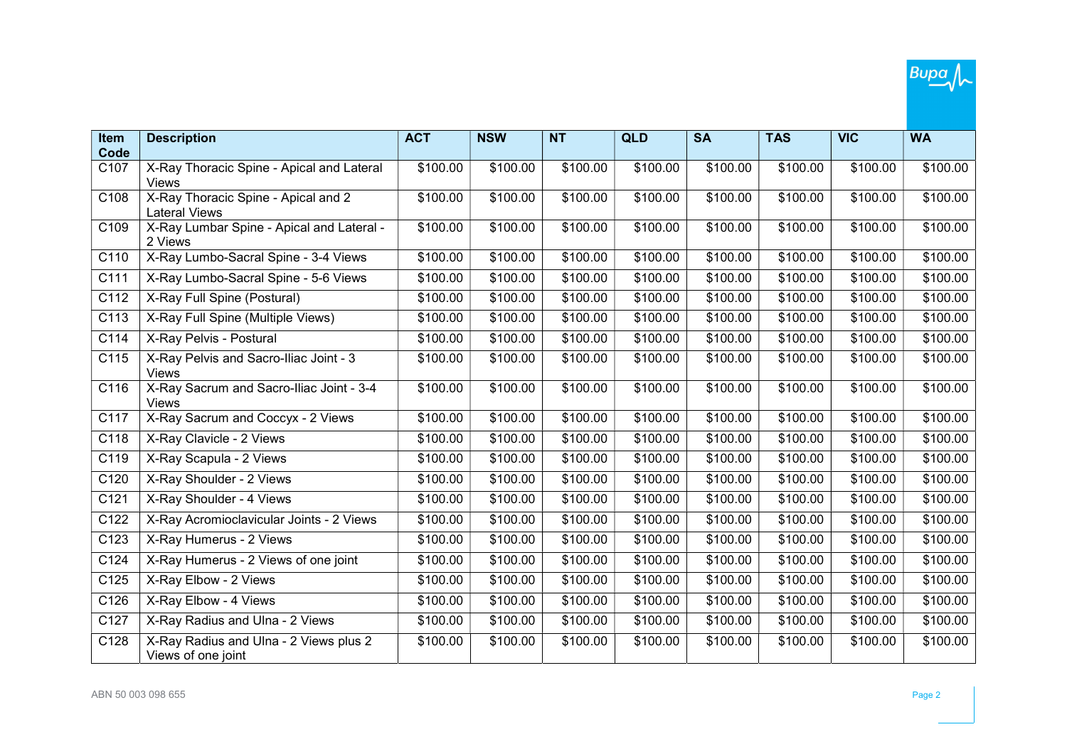| Item Code | Description | ACT | NSW | NT | QLD | SA | TAS | VIC | WA |
|---|---|---|---|---|---|---|---|---|---|
| C107 | X-Ray Thoracic Spine - Apical and Lateral Views | $100.00 | $100.00 | $100.00 | $100.00 | $100.00 | $100.00 | $100.00 | $100.00 |
| C108 | X-Ray Thoracic Spine - Apical and 2 Lateral Views | $100.00 | $100.00 | $100.00 | $100.00 | $100.00 | $100.00 | $100.00 | $100.00 |
| C109 | X-Ray Lumbar Spine - Apical and Lateral - 2 Views | $100.00 | $100.00 | $100.00 | $100.00 | $100.00 | $100.00 | $100.00 | $100.00 |
| C110 | X-Ray Lumbo-Sacral Spine - 3-4 Views | $100.00 | $100.00 | $100.00 | $100.00 | $100.00 | $100.00 | $100.00 | $100.00 |
| C111 | X-Ray Lumbo-Sacral Spine - 5-6 Views | $100.00 | $100.00 | $100.00 | $100.00 | $100.00 | $100.00 | $100.00 | $100.00 |
| C112 | X-Ray Full Spine (Postural) | $100.00 | $100.00 | $100.00 | $100.00 | $100.00 | $100.00 | $100.00 | $100.00 |
| C113 | X-Ray Full Spine (Multiple Views) | $100.00 | $100.00 | $100.00 | $100.00 | $100.00 | $100.00 | $100.00 | $100.00 |
| C114 | X-Ray Pelvis - Postural | $100.00 | $100.00 | $100.00 | $100.00 | $100.00 | $100.00 | $100.00 | $100.00 |
| C115 | X-Ray Pelvis and Sacro-Iliac Joint - 3 Views | $100.00 | $100.00 | $100.00 | $100.00 | $100.00 | $100.00 | $100.00 | $100.00 |
| C116 | X-Ray Sacrum and Sacro-Iliac Joint - 3-4 Views | $100.00 | $100.00 | $100.00 | $100.00 | $100.00 | $100.00 | $100.00 | $100.00 |
| C117 | X-Ray Sacrum and Coccyx - 2 Views | $100.00 | $100.00 | $100.00 | $100.00 | $100.00 | $100.00 | $100.00 | $100.00 |
| C118 | X-Ray Clavicle - 2 Views | $100.00 | $100.00 | $100.00 | $100.00 | $100.00 | $100.00 | $100.00 | $100.00 |
| C119 | X-Ray Scapula - 2 Views | $100.00 | $100.00 | $100.00 | $100.00 | $100.00 | $100.00 | $100.00 | $100.00 |
| C120 | X-Ray Shoulder - 2 Views | $100.00 | $100.00 | $100.00 | $100.00 | $100.00 | $100.00 | $100.00 | $100.00 |
| C121 | X-Ray Shoulder - 4 Views | $100.00 | $100.00 | $100.00 | $100.00 | $100.00 | $100.00 | $100.00 | $100.00 |
| C122 | X-Ray Acromioclavicular Joints - 2 Views | $100.00 | $100.00 | $100.00 | $100.00 | $100.00 | $100.00 | $100.00 | $100.00 |
| C123 | X-Ray Humerus - 2 Views | $100.00 | $100.00 | $100.00 | $100.00 | $100.00 | $100.00 | $100.00 | $100.00 |
| C124 | X-Ray Humerus - 2 Views of one joint | $100.00 | $100.00 | $100.00 | $100.00 | $100.00 | $100.00 | $100.00 | $100.00 |
| C125 | X-Ray Elbow - 2 Views | $100.00 | $100.00 | $100.00 | $100.00 | $100.00 | $100.00 | $100.00 | $100.00 |
| C126 | X-Ray Elbow - 4 Views | $100.00 | $100.00 | $100.00 | $100.00 | $100.00 | $100.00 | $100.00 | $100.00 |
| C127 | X-Ray Radius and Ulna - 2 Views | $100.00 | $100.00 | $100.00 | $100.00 | $100.00 | $100.00 | $100.00 | $100.00 |
| C128 | X-Ray Radius and Ulna - 2 Views plus 2 Views of one joint | $100.00 | $100.00 | $100.00 | $100.00 | $100.00 | $100.00 | $100.00 | $100.00 |

ABN 50 003 098 655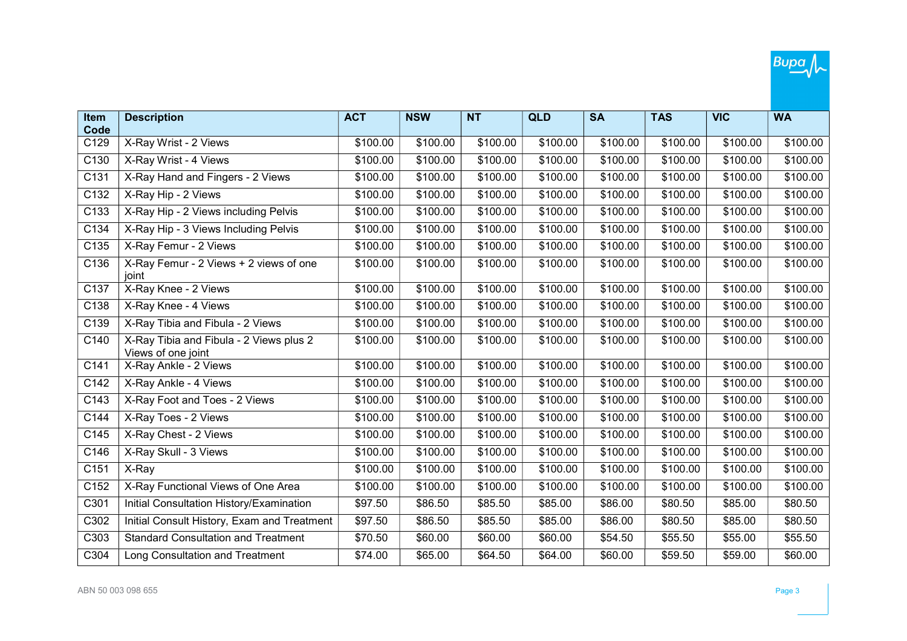| Item Code | Description | ACT | NSW | NT | QLD | SA | TAS | VIC | WA |
|---|---|---|---|---|---|---|---|---|---|
| C129 | X-Ray Wrist - 2 Views | $100.00 | $100.00 | $100.00 | $100.00 | $100.00 | $100.00 | $100.00 | $100.00 |
| C130 | X-Ray Wrist - 4 Views | $100.00 | $100.00 | $100.00 | $100.00 | $100.00 | $100.00 | $100.00 | $100.00 |
| C131 | X-Ray Hand and Fingers - 2 Views | $100.00 | $100.00 | $100.00 | $100.00 | $100.00 | $100.00 | $100.00 | $100.00 |
| C132 | X-Ray Hip - 2 Views | $100.00 | $100.00 | $100.00 | $100.00 | $100.00 | $100.00 | $100.00 | $100.00 |
| C133 | X-Ray Hip - 2 Views including Pelvis | $100.00 | $100.00 | $100.00 | $100.00 | $100.00 | $100.00 | $100.00 | $100.00 |
| C134 | X-Ray Hip - 3 Views Including Pelvis | $100.00 | $100.00 | $100.00 | $100.00 | $100.00 | $100.00 | $100.00 | $100.00 |
| C135 | X-Ray Femur - 2 Views | $100.00 | $100.00 | $100.00 | $100.00 | $100.00 | $100.00 | $100.00 | $100.00 |
| C136 | X-Ray Femur - 2 Views + 2 views of one joint | $100.00 | $100.00 | $100.00 | $100.00 | $100.00 | $100.00 | $100.00 | $100.00 |
| C137 | X-Ray Knee - 2 Views | $100.00 | $100.00 | $100.00 | $100.00 | $100.00 | $100.00 | $100.00 | $100.00 |
| C138 | X-Ray Knee - 4 Views | $100.00 | $100.00 | $100.00 | $100.00 | $100.00 | $100.00 | $100.00 | $100.00 |
| C139 | X-Ray Tibia and Fibula - 2 Views | $100.00 | $100.00 | $100.00 | $100.00 | $100.00 | $100.00 | $100.00 | $100.00 |
| C140 | X-Ray Tibia and Fibula - 2 Views plus 2 Views of one joint | $100.00 | $100.00 | $100.00 | $100.00 | $100.00 | $100.00 | $100.00 | $100.00 |
| C141 | X-Ray Ankle - 2 Views | $100.00 | $100.00 | $100.00 | $100.00 | $100.00 | $100.00 | $100.00 | $100.00 |
| C142 | X-Ray Ankle - 4 Views | $100.00 | $100.00 | $100.00 | $100.00 | $100.00 | $100.00 | $100.00 | $100.00 |
| C143 | X-Ray Foot and Toes - 2 Views | $100.00 | $100.00 | $100.00 | $100.00 | $100.00 | $100.00 | $100.00 | $100.00 |
| C144 | X-Ray Toes - 2 Views | $100.00 | $100.00 | $100.00 | $100.00 | $100.00 | $100.00 | $100.00 | $100.00 |
| C145 | X-Ray Chest - 2 Views | $100.00 | $100.00 | $100.00 | $100.00 | $100.00 | $100.00 | $100.00 | $100.00 |
| C146 | X-Ray Skull - 3 Views | $100.00 | $100.00 | $100.00 | $100.00 | $100.00 | $100.00 | $100.00 | $100.00 |
| C151 | X-Ray | $100.00 | $100.00 | $100.00 | $100.00 | $100.00 | $100.00 | $100.00 | $100.00 |
| C152 | X-Ray Functional Views of One Area | $100.00 | $100.00 | $100.00 | $100.00 | $100.00 | $100.00 | $100.00 | $100.00 |
| C301 | Initial Consultation History/Examination | $97.50 | $86.50 | $85.50 | $85.00 | $86.00 | $80.50 | $85.00 | $80.50 |
| C302 | Initial Consult History, Exam and Treatment | $97.50 | $86.50 | $85.50 | $85.00 | $86.00 | $80.50 | $85.00 | $80.50 |
| C303 | Standard Consultation and Treatment | $70.50 | $60.00 | $60.00 | $60.00 | $54.50 | $55.50 | $55.00 | $55.50 |
| C304 | Long Consultation and Treatment | $74.00 | $65.00 | $64.50 | $64.00 | $60.00 | $59.50 | $59.00 | $60.00 |

ABN 50 003 098 655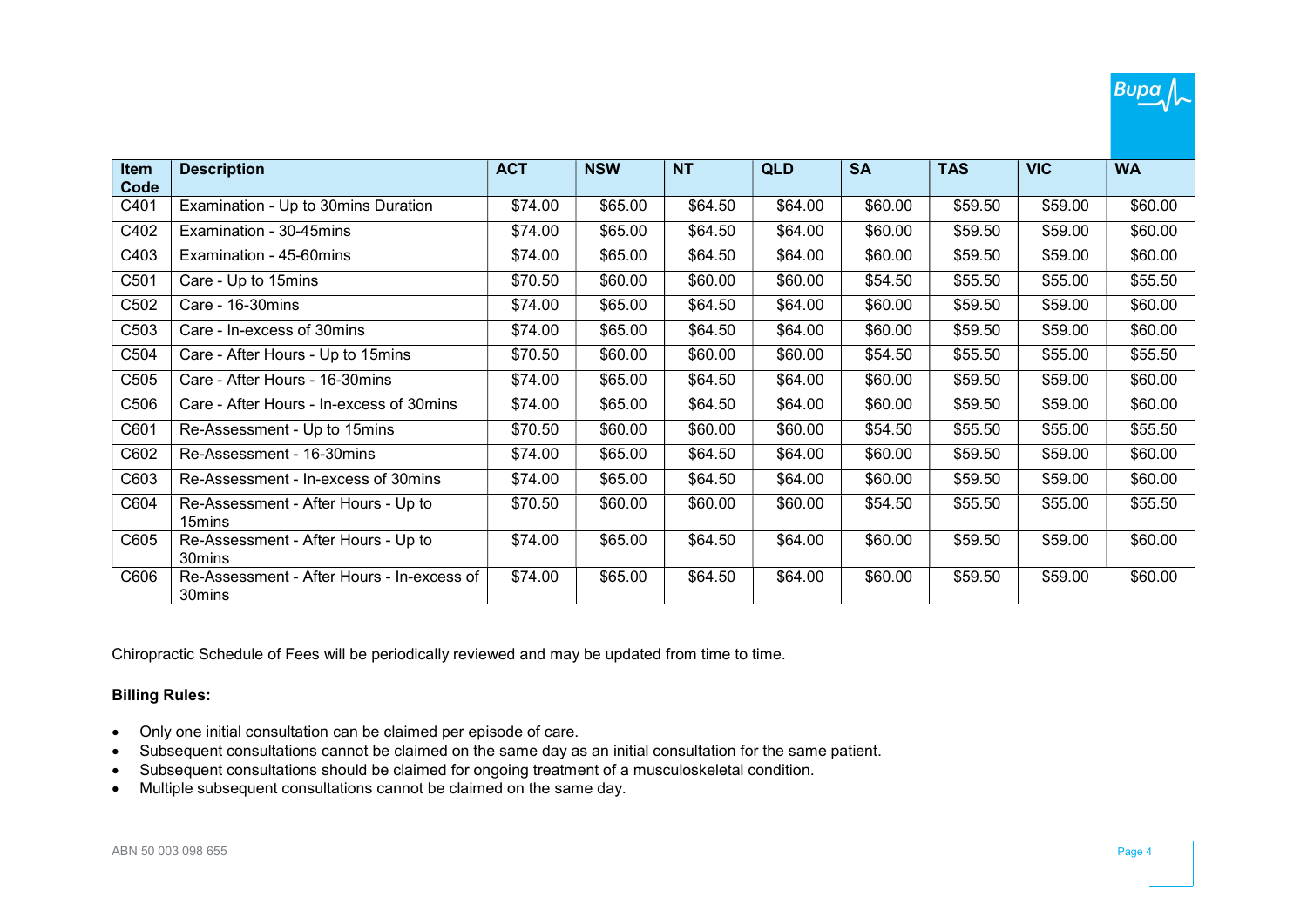| Item Code | Description | ACT | NSW | NT | QLD | SA | TAS | VIC | WA |
|---|---|---|---|---|---|---|---|---|---|
| C401 | Examination - Up to 30mins Duration | $74.00 | $65.00 | $64.50 | $64.00 | $60.00 | $59.50 | $59.00 | $60.00 |
| C402 | Examination - 30-45mins | $74.00 | $65.00 | $64.50 | $64.00 | $60.00 | $59.50 | $59.00 | $60.00 |
| C403 | Examination - 45-60mins | $74.00 | $65.00 | $64.50 | $64.00 | $60.00 | $59.50 | $59.00 | $60.00 |
| C501 | Care - Up to 15mins | $70.50 | $60.00 | $60.00 | $60.00 | $54.50 | $55.50 | $55.00 | $55.50 |
| C502 | Care - 16-30mins | $74.00 | $65.00 | $64.50 | $64.00 | $60.00 | $59.50 | $59.00 | $60.00 |
| C503 | Care - In-excess of 30mins | $74.00 | $65.00 | $64.50 | $64.00 | $60.00 | $59.50 | $59.00 | $60.00 |
| C504 | Care - After Hours - Up to 15mins | $70.50 | $60.00 | $60.00 | $60.00 | $54.50 | $55.50 | $55.00 | $55.50 |
| C505 | Care - After Hours - 16-30mins | $74.00 | $65.00 | $64.50 | $64.00 | $60.00 | $59.50 | $59.00 | $60.00 |
| C506 | Care - After Hours - In-excess of 30mins | $74.00 | $65.00 | $64.50 | $64.00 | $60.00 | $59.50 | $59.00 | $60.00 |
| C601 | Re-Assessment - Up to 15mins | $70.50 | $60.00 | $60.00 | $60.00 | $54.50 | $55.50 | $55.00 | $55.50 |
| C602 | Re-Assessment - 16-30mins | $74.00 | $65.00 | $64.50 | $64.00 | $60.00 | $59.50 | $59.00 | $60.00 |
| C603 | Re-Assessment - In-excess of 30mins | $74.00 | $65.00 | $64.50 | $64.00 | $60.00 | $59.50 | $59.00 | $60.00 |
| C604 | Re-Assessment - After Hours - Up to 15mins | $70.50 | $60.00 | $60.00 | $60.00 | $54.50 | $55.50 | $55.00 | $55.50 |
| C605 | Re-Assessment - After Hours - Up to 30mins | $74.00 | $65.00 | $64.50 | $64.00 | $60.00 | $59.50 | $59.00 | $60.00 |
| C606 | Re-Assessment - After Hours - In-excess of 30mins | $74.00 | $65.00 | $64.50 | $64.00 | $60.00 | $59.50 | $59.00 | $60.00 |

Chiropractic Schedule of Fees will be periodically reviewed and may be updated from time to time.

**Billing Rules:**

- Only one initial consultation can be claimed per episode of care.
- Subsequent consultations cannot be claimed on the same day as an initial consultation for the same patient.
- Subsequent consultations should be claimed for ongoing treatment of a musculoskeletal condition.
- Multiple subsequent consultations cannot be claimed on the same day.

ABN 50 003 098 655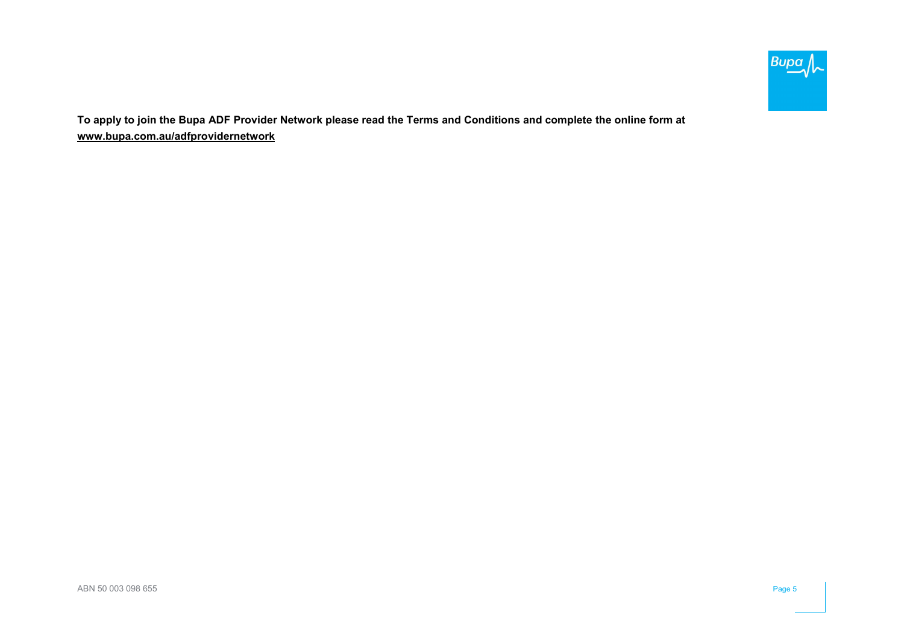**To apply to join the Bupa ADF Provider Network please read the Terms and Conditions and complete the online form at** **www.bupa.com.au/adfprovidernetwork**